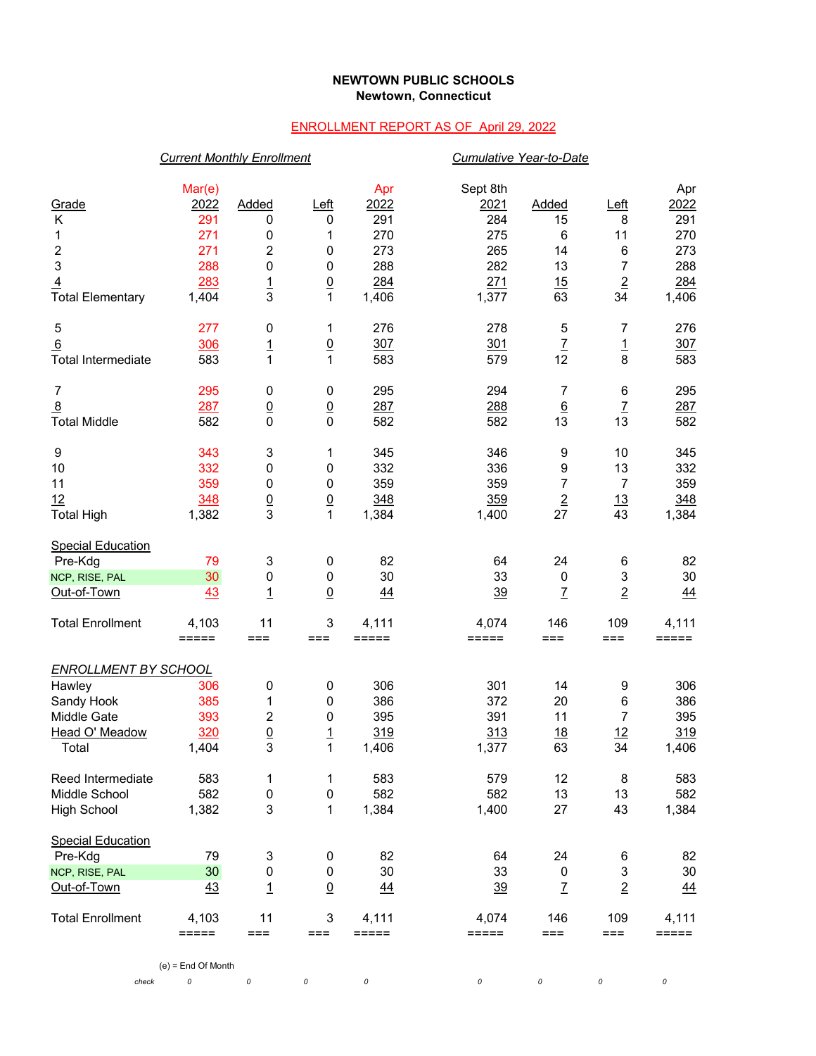**NEWTOWN PUBLIC SCHOOLS**
**Newtown, Connecticut**

ENROLLMENT REPORT AS OF April 29, 2022

| | *Current Monthly Enrollment* | | | | *Cumulative Year-to-Date* | | | |
|---|---|---|---|---|---|---|---|---|
| Grade | Mar(e) 2022 | Added | Left | Apr 2022 | Sept 8th 2021 | Added | Left | Apr 2022 |
| K | 291 | 0 | 0 | 291 | 284 | 15 | 8 | 291 |
| 1 | 271 | 0 | 1 | 270 | 275 | 6 | 11 | 270 |
| 2 | 271 | 2 | 0 | 273 | 265 | 14 | 6 | 273 |
| 3 | 288 | 0 | 0 | 288 | 282 | 13 | 7 | 288 |
| 4 | 283 | 1 | 0 | 284 | 271 | 15 | 2 | 284 |
| Total Elementary | 1,404 | 3 | 1 | 1,406 | 1,377 | 63 | 34 | 1,406 |
| | | | | | | | | |
| 5 | 277 | 0 | 1 | 276 | 278 | 5 | 7 | 276 |
| 6 | 306 | 1 | 0 | 307 | 301 | 7 | 1 | 307 |
| Total Intermediate | 583 | 1 | 1 | 583 | 579 | 12 | 8 | 583 |
| | | | | | | | | |
| 7 | 295 | 0 | 0 | 295 | 294 | 7 | 6 | 295 |
| 8 | 287 | 0 | 0 | 287 | 288 | 6 | 7 | 287 |
| Total Middle | 582 | 0 | 0 | 582 | 582 | 13 | 13 | 582 |
| | | | | | | | | |
| 9 | 343 | 3 | 1 | 345 | 346 | 9 | 10 | 345 |
| 10 | 332 | 0 | 0 | 332 | 336 | 9 | 13 | 332 |
| 11 | 359 | 0 | 0 | 359 | 359 | 7 | 7 | 359 |
| 12 | 348 | 0 | 0 | 348 | 359 | 2 | 13 | 348 |
| Total High | 1,382 | 3 | 1 | 1,384 | 1,400 | 27 | 43 | 1,384 |
| | | | | | | | | |
| Special Education | | | | | | | | |
| Pre-Kdg | 79 | 3 | 0 | 82 | 64 | 24 | 6 | 82 |
| NCP, RISE, PAL | 30 | 0 | 0 | 30 | 33 | 0 | 3 | 30 |
| Out-of-Town | 43 | 1 | 0 | 44 | 39 | 7 | 2 | 44 |
| | | | | | | | | |
| Total Enrollment | 4,103 | 11 | 3 | 4,111 | 4,074 | 146 | 109 | 4,111 |
| | | | | | | | | |
| *ENROLLMENT BY SCHOOL* | | | | | | | | |
| Hawley | 306 | 0 | 0 | 306 | 301 | 14 | 9 | 306 |
| Sandy Hook | 385 | 1 | 0 | 386 | 372 | 20 | 6 | 386 |
| Middle Gate | 393 | 2 | 0 | 395 | 391 | 11 | 7 | 395 |
| Head O' Meadow | 320 | 0 | 1 | 319 | 313 | 18 | 12 | 319 |
| Total | 1,404 | 3 | 1 | 1,406 | 1,377 | 63 | 34 | 1,406 |
| | | | | | | | | |
| Reed Intermediate | 583 | 1 | 1 | 583 | 579 | 12 | 8 | 583 |
| Middle School | 582 | 0 | 0 | 582 | 582 | 13 | 13 | 582 |
| High School | 1,382 | 3 | 1 | 1,384 | 1,400 | 27 | 43 | 1,384 |
| | | | | | | | | |
| Special Education | | | | | | | | |
| Pre-Kdg | 79 | 3 | 0 | 82 | 64 | 24 | 6 | 82 |
| NCP, RISE, PAL | 30 | 0 | 0 | 30 | 33 | 0 | 3 | 30 |
| Out-of-Town | 43 | 1 | 0 | 44 | 39 | 7 | 2 | 44 |
| | | | | | | | | |
| Total Enrollment | 4,103 | 11 | 3 | 4,111 | 4,074 | 146 | 109 | 4,111 |
| | | | | | | | | |
| *check* | 0 | 0 | 0 | 0 | 0 | 0 | 0 | 0 |

(e) = End Of Month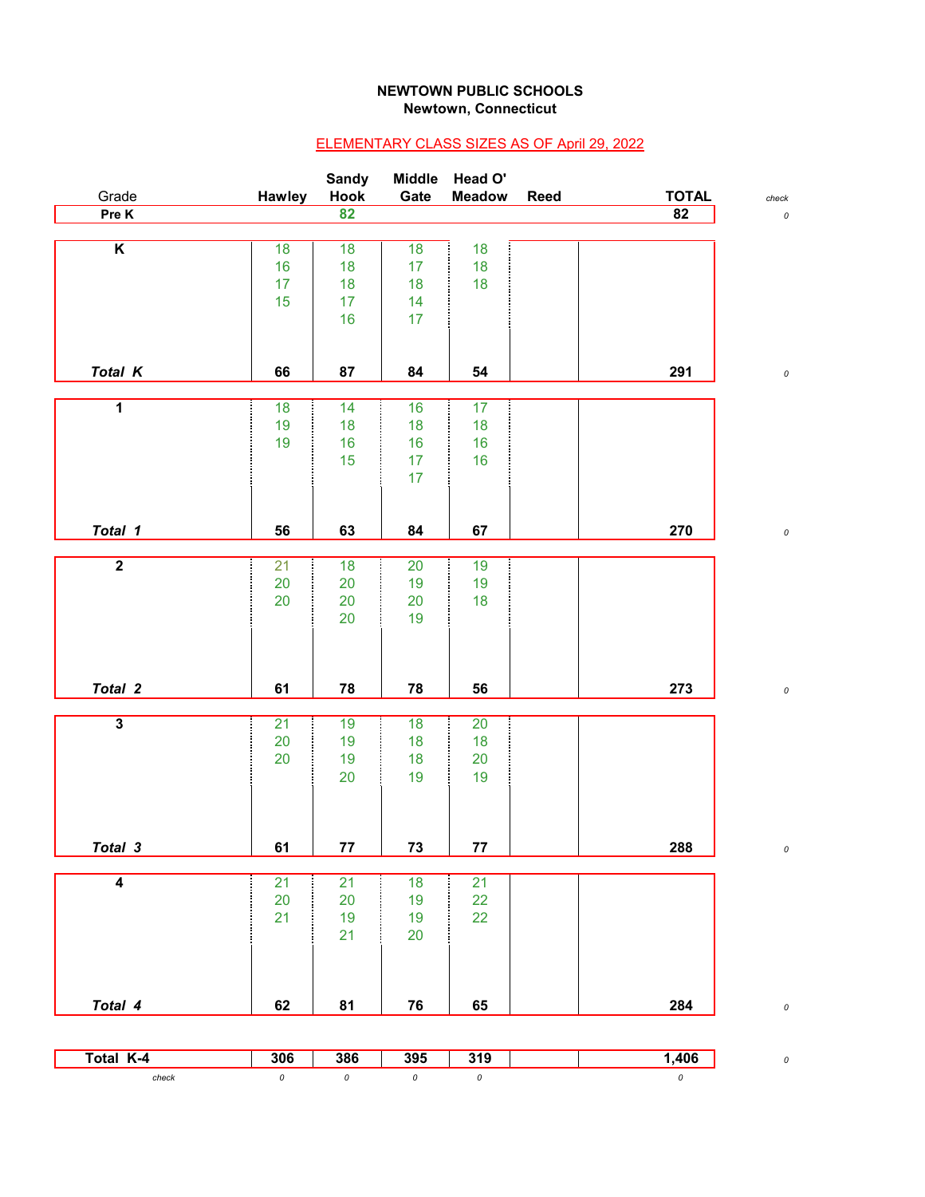**NEWTOWN PUBLIC SCHOOLS**
**Newtown, Connecticut**

ELEMENTARY CLASS SIZES AS OF April 29, 2022

| Grade | Hawley | Sandy Hook | Middle Gate | Head O' Meadow | Reed | TOTAL | check |
|---|---|---|---|---|---|---|---|
| **Pre K** | | 82 | | | | 82 | 0 |
| **K** | 18 | 18 | 18 | 18 | | | |
| | 16 | 18 | 17 | 18 | | | |
| | 17 | 18 | 18 | 18 | | | |
| | 15 | 17 | 14 | | | | |
| | | 16 | 17 | | | | |
| ***Total K*** | **66** | **87** | **84** | **54** | | **291** | 0 |
| **1** | 18 | 14 | 16 | 17 | | | |
| | 19 | 18 | 18 | 18 | | | |
| | 19 | 16 | 16 | 16 | | | |
| | | 15 | 17 | 16 | | | |
| | | | 17 | | | | |
| ***Total 1*** | **56** | **63** | **84** | **67** | | **270** | 0 |
| **2** | 21 | 18 | 20 | 19 | | | |
| | 20 | 20 | 19 | 19 | | | |
| | 20 | 20 | 20 | 18 | | | |
| | | 20 | 19 | | | | |
| ***Total 2*** | **61** | **78** | **78** | **56** | | **273** | 0 |
| **3** | 21 | 19 | 18 | 20 | | | |
| | 20 | 19 | 18 | 18 | | | |
| | 20 | 19 | 18 | 20 | | | |
| | | 20 | 19 | 19 | | | |
| ***Total 3*** | **61** | **77** | **73** | **77** | | **288** | 0 |
| **4** | 21 | 21 | 18 | 21 | | | |
| | 20 | 20 | 19 | 22 | | | |
| | 21 | 19 | 19 | 22 | | | |
| | | 21 | 20 | | | | |
| ***Total 4*** | **62** | **81** | **76** | **65** | | **284** | 0 |
| **Total K-4** | **306** | **386** | **395** | **319** | | **1,406** | 0 |
| *check* | *0* | *0* | *0* | *0* | | *0* | |